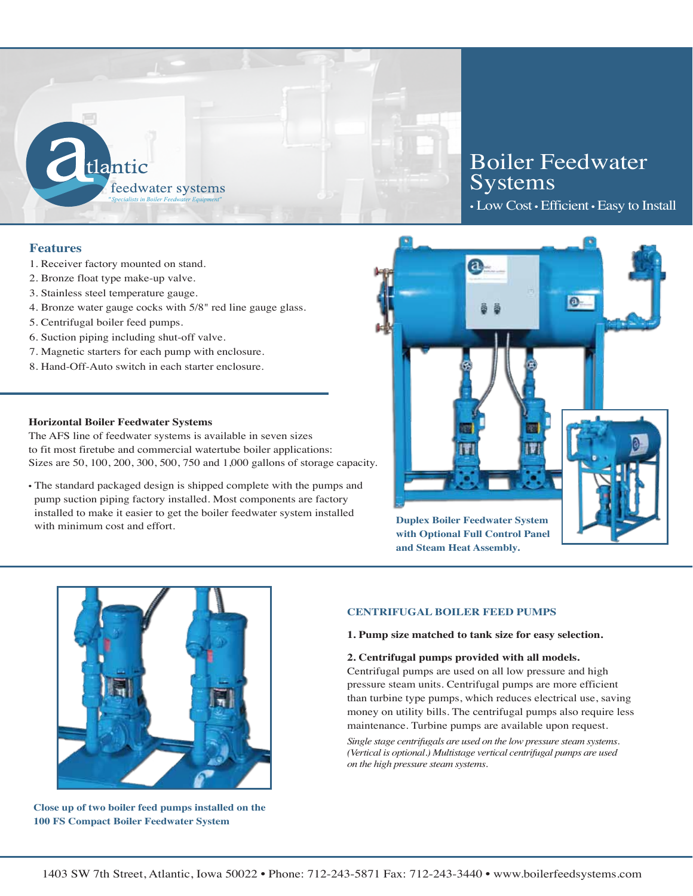atlantic feedwater systems
*"Specialists in Boiler Feedwater Equipment"*

# Boiler Feedwater Systems

• Low Cost • Efficient • Easy to Install

## Features

1. Receiver factory mounted on stand.
2. Bronze float type make-up valve.
3. Stainless steel temperature gauge.
4. Bronze water gauge cocks with 5/8" red line gauge glass.
5. Centrifugal boiler feed pumps.
6. Suction piping including shut-off valve.
7. Magnetic starters for each pump with enclosure.
8. Hand-Off-Auto switch in each starter enclosure.

### Horizontal Boiler Feedwater Systems

The AFS line of feedwater systems is available in seven sizes to fit most firetube and commercial watertube boiler applications: Sizes are 50, 100, 200, 300, 500, 750 and 1,000 gallons of storage capacity.

- The standard packaged design is shipped complete with the pumps and pump suction piping factory installed. Most components are factory installed to make it easier to get the boiler feedwater system installed with minimum cost and effort.

**Duplex Boiler Feedwater System with Optional Full Control Panel and Steam Heat Assembly.**

**Close up of two boiler feed pumps installed on the 100 FS Compact Boiler Feedwater System**

### CENTRIFUGAL BOILER FEED PUMPS

**1. Pump size matched to tank size for easy selection.**

**2. Centrifugal pumps provided with all models.**
Centrifugal pumps are used on all low pressure and high pressure steam units. Centrifugal pumps are more efficient than turbine type pumps, which reduces electrical use, saving money on utility bills. The centrifugal pumps also require less maintenance. Turbine pumps are available upon request.

*Single stage centrifugals are used on the low pressure steam systems. (Vertical is optional.) Multistage vertical centrifugal pumps are used on the high pressure steam systems.*

1403 SW 7th Street, Atlantic, Iowa 50022 • Phone: 712-243-5871 Fax: 712-243-3440 • www.boilerfeedsystems.com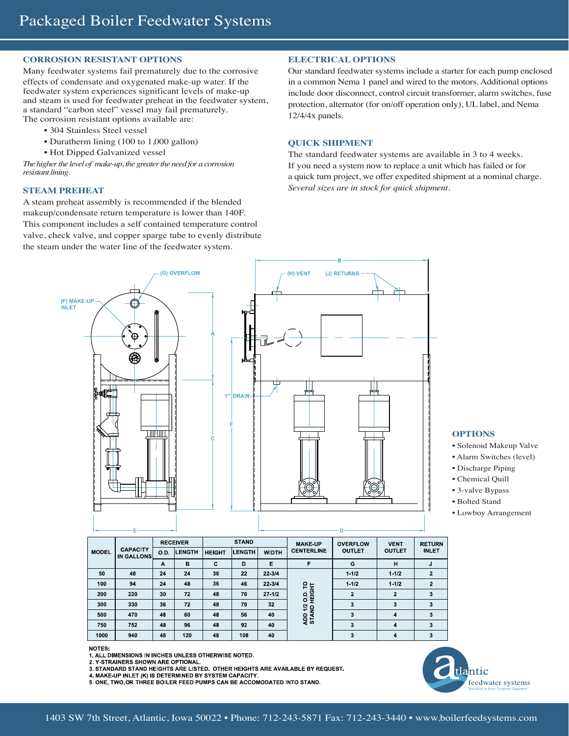# Packaged Boiler Feedwater Systems

## CORROSION RESISTANT OPTIONS

Many feedwater systems fail prematurely due to the corrosive effects of condensate and oxygenated make-up water. If the feedwater system experiences significant levels of make-up and steam is used for feedwater preheat in the feedwater system, a standard "carbon steel" vessel may fail prematurely. The corrosion resistant options available are:

- 304 Stainless Steel vessel
- Duratherm lining (100 to 1,000 gallon)
- Hot Dipped Galvanized vessel

*The higher the level of make-up, the greater the need for a corrosion resistant lining.*

## STEAM PREHEAT

A steam preheat assembly is recommended if the blended makeup/condensate return temperature is lower than 140F. This component includes a self contained temperature control valve, check valve, and copper sparge tube to evenly distribute the steam under the water line of the feedwater system.

## ELECTRICAL OPTIONS

Our standard feedwater systems include a starter for each pump enclosed in a common Nema 1 panel and wired to the motors. Additional options include door disconnect, control circuit transformer, alarm switches, fuse protection, alternator (for on/off operation only), UL label, and Nema 12/4/4x panels.

## QUICK SHIPMENT

The standard feedwater systems are available in 3 to 4 weeks. If you need a system now to replace a unit which has failed or for a quick turn project, we offer expedited shipment at a nominal charge. *Several sizes are in stock for quick shipment.*

(G) OVERFLOW
(F) MAKE-UP INLET
(H) VENT
(J) RETURNS
1" DRAIN
A
B
C
D
E
F

## OPTIONS

- Solenoid Makeup Valve
- Alarm Switches (level)
- Discharge Piping
- Chemical Quill
- 3-valve Bypass
- Bolted Stand
- Lowboy Arrangement

| MODEL | CAPACITY IN GALLONS | RECEIVER | | STAND | | | MAKE-UP CENTERLINE | OVERFLOW OUTLET | VENT OUTLET | RETURN INLET |
|---|---|---|---|---|---|---|---|---|---|---|
| | | O.D. | LENGTH | HEIGHT | LENGTH | WIDTH | | | | |
| | | A | B | C | D | E | F | G | H | J |
| 50 | 48 | 24 | 24 | 36 | 22 | 22-3/4 | ADD 1/2 O.D. TO STAND HEIGHT | 1-1/2 | 1-1/2 | 2 |
| 100 | 94 | 24 | 48 | 36 | 46 | 22-3/4 | | 1-1/2 | 1-1/2 | 2 |
| 200 | 220 | 30 | 72 | 48 | 70 | 27-1/2 | | 2 | 2 | 3 |
| 300 | 330 | 36 | 72 | 48 | 70 | 32 | | 3 | 3 | 3 |
| 500 | 470 | 48 | 60 | 48 | 56 | 40 | | 3 | 4 | 3 |
| 750 | 752 | 48 | 96 | 48 | 92 | 40 | | 3 | 4 | 3 |
| 1000 | 940 | 48 | 120 | 48 | 108 | 40 | | 3 | 4 | 3 |

NOTES:
1. ALL DIMENSIONS IN INCHES UNLESS OTHERWISE NOTED.
2. Y-STRAINERS SHOWN ARE OPTIONAL.
3. STANDARD STAND HEIGHTS ARE LISTED. OTHER HEIGHTS ARE AVAILABLE BY REQUEST.
4. MAKE-UP INLET (K) IS DETERMINED BY SYSTEM CAPACITY.
5. ONE, TWO, OR THREE BOILER FEED PUMPS CAN BE ACCOMODATED INTO STAND.

atlantic feedwater systems
"Specialists in Boiler Feedwater Equipment"

1403 SW 7th Street, Atlantic, Iowa 50022 • Phone: 712-243-5871 Fax: 712-243-3440 • www.boilerfeedsystems.com